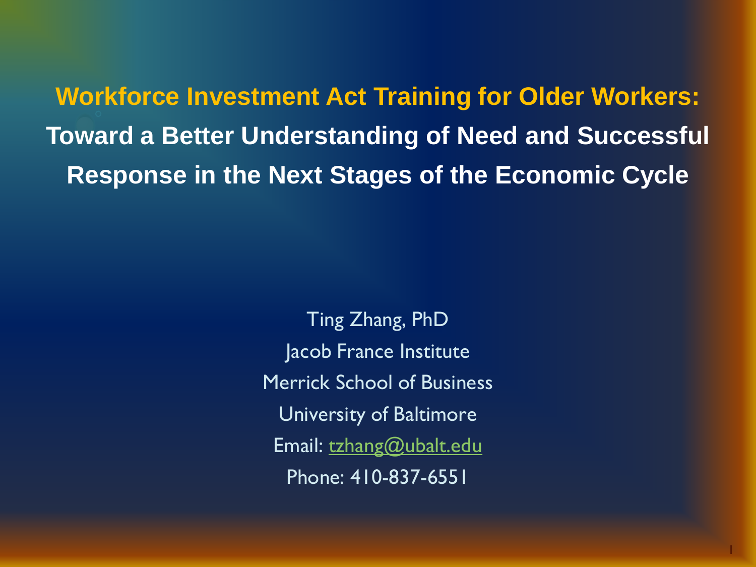# Workforce Investment Act Training for Older Workers: Toward a Better Understanding of Need and Successful Response in the Next Stages of the Economic Cycle

Ting Zhang, PhD

Jacob France Institute

Merrick School of Business

University of Baltimore

Email: tzhang@ubalt.edu

Phone: 410-837-6551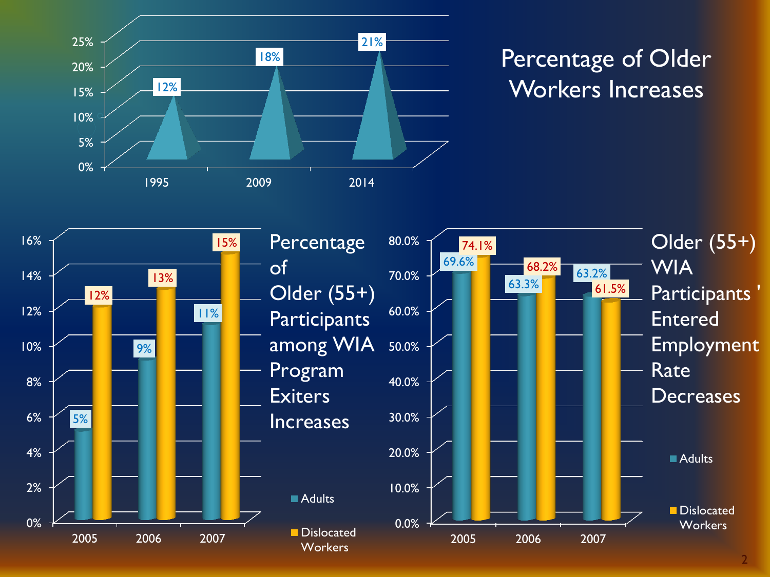# Percentage of Older Workers Increases

| Year | Percentage |
|---|---|
| 1995 | 12% |
| 2009 | 18% |
| 2014 | 21% |

## Percentage of Older (55+) Participants among WIA Program Exiters Increases

| Year | Adults | Dislocated Workers |
|---|---|---|
| 2005 | 5% | 12% |
| 2006 | 9% | 13% |
| 2007 | 11% | 15% |

## Older (55+) WIA Participants ' Entered Employment Rate Decreases

| Year | Adults | Dislocated Workers |
|---|---|---|
| 2005 | 69.6% | 74.1% |
| 2006 | 63.3% | 68.2% |
| 2007 | 63.2% | 61.5% |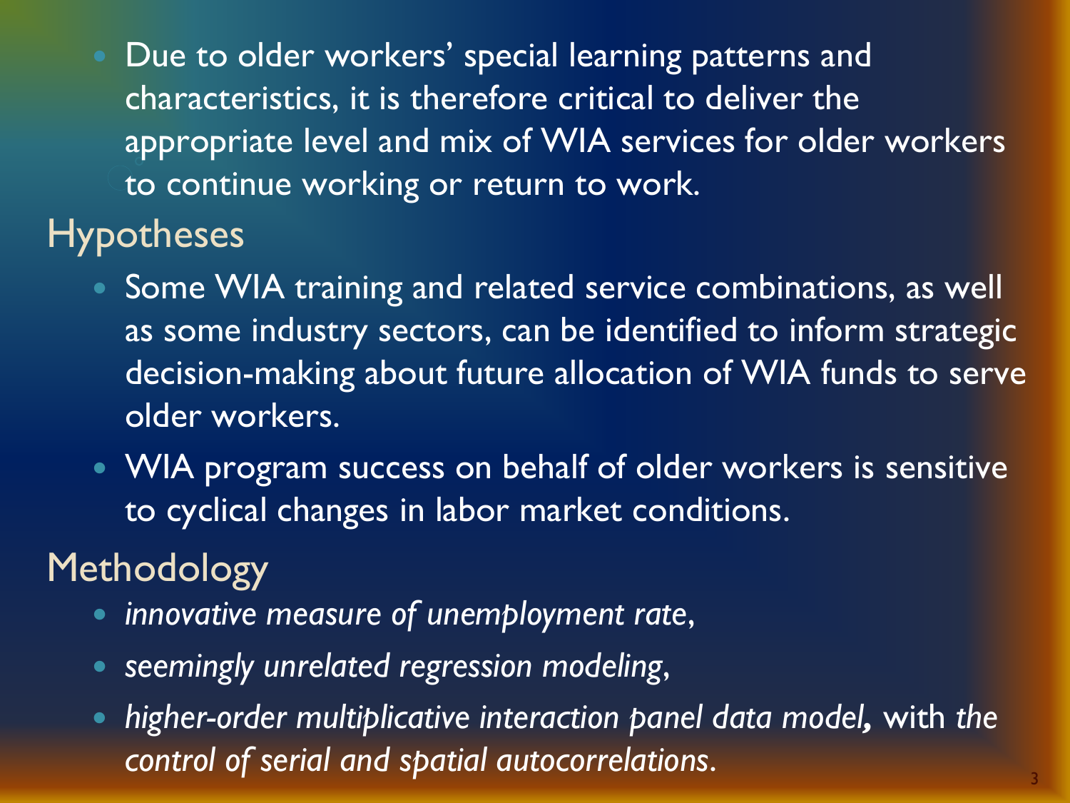- Due to older workers' special learning patterns and characteristics, it is therefore critical to deliver the appropriate level and mix of WIA services for older workers to continue working or return to work.

## Hypotheses

- Some WIA training and related service combinations, as well as some industry sectors, can be identified to inform strategic decision-making about future allocation of WIA funds to serve older workers.
- WIA program success on behalf of older workers is sensitive to cyclical changes in labor market conditions.

## Methodology

- *innovative measure of unemployment rate*,
- *seemingly unrelated regression modeling*,
- *higher-order multiplicative interaction panel data model,* with *the control of serial and spatial autocorrelations*.